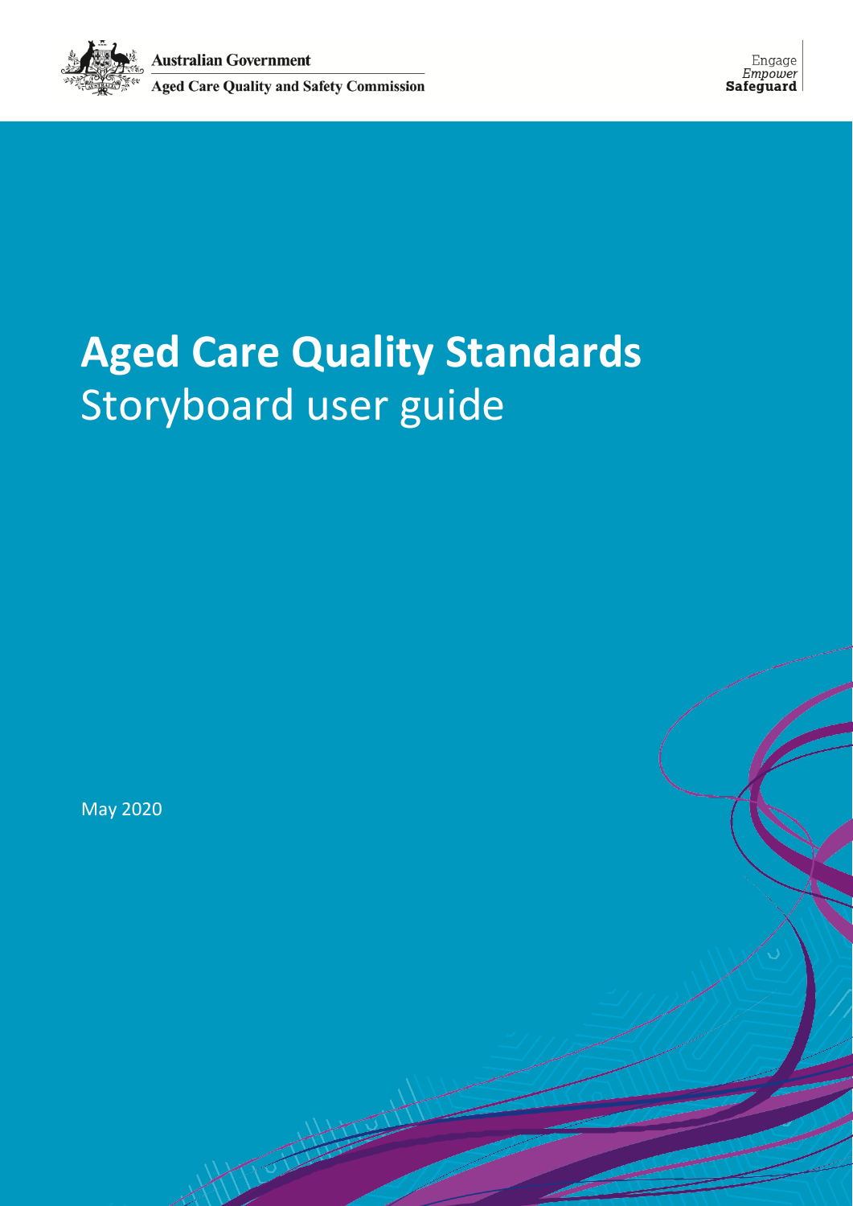Australian Government

Aged Care Quality and Safety Commission

Engage
*Empower*
**Safeguard**

# Aged Care Quality Standards

## Storyboard user guide

May 2020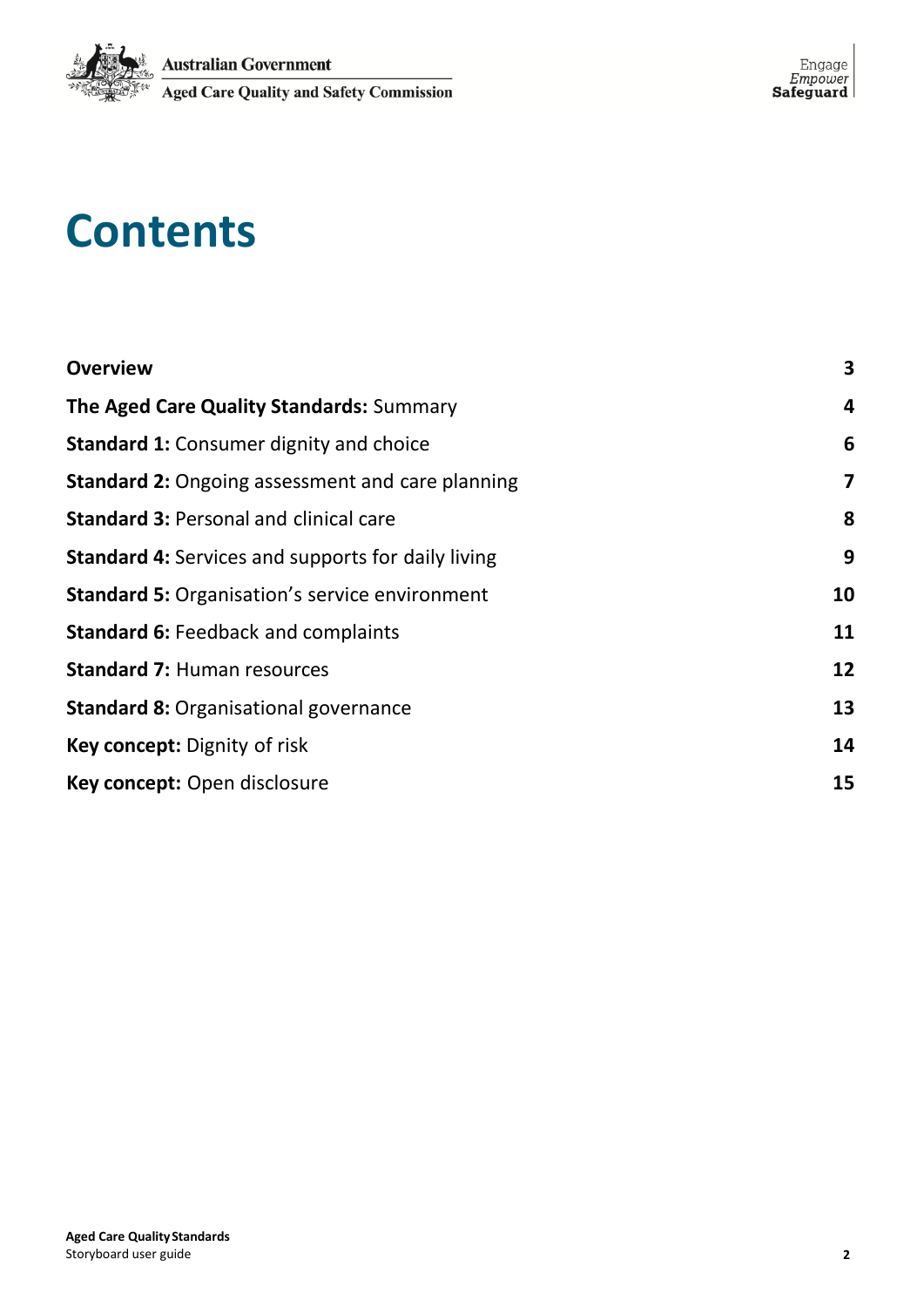# Contents

| | |
|---|---|
| **Overview** | **3** |
| **The Aged Care Quality Standards:** Summary | **4** |
| **Standard 1:** Consumer dignity and choice | **6** |
| **Standard 2:** Ongoing assessment and care planning | **7** |
| **Standard 3:** Personal and clinical care | **8** |
| **Standard 4:** Services and supports for daily living | **9** |
| **Standard 5:** Organisation’s service environment | **10** |
| **Standard 6:** Feedback and complaints | **11** |
| **Standard 7:** Human resources | **12** |
| **Standard 8:** Organisational governance | **13** |
| **Key concept:** Dignity of risk | **14** |
| **Key concept:** Open disclosure | **15** |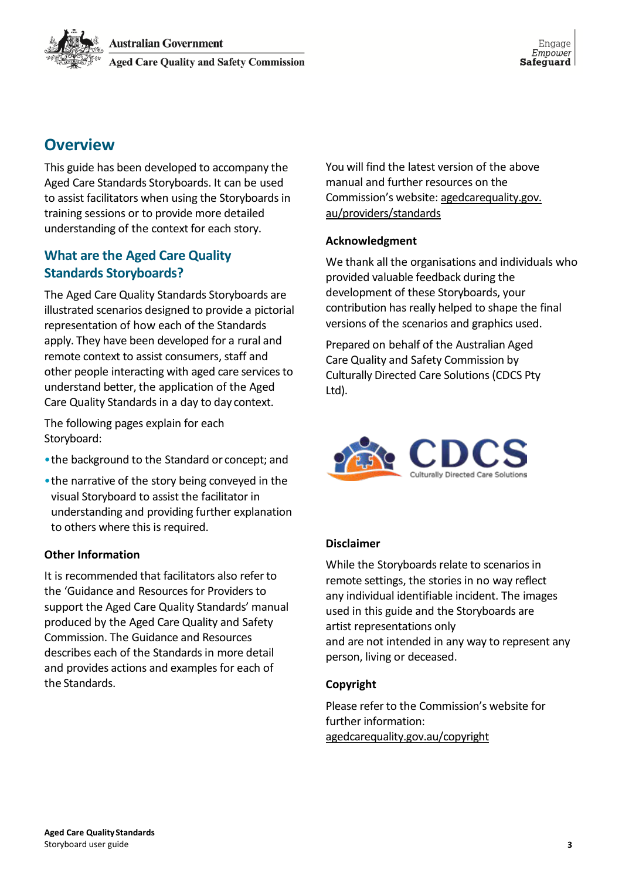## Overview

This guide has been developed to accompany the Aged Care Standards Storyboards. It can be used to assist facilitators when using the Storyboards in training sessions or to provide more detailed understanding of the context for each story.

### What are the Aged Care Quality Standards Storyboards?

The Aged Care Quality Standards Storyboards are illustrated scenarios designed to provide a pictorial representation of how each of the Standards apply. They have been developed for a rural and remote context to assist consumers, staff and other people interacting with aged care services to understand better, the application of the Aged Care Quality Standards in a day to day context.

The following pages explain for each Storyboard:

- the background to the Standard or concept; and
- the narrative of the story being conveyed in the visual Storyboard to assist the facilitator in understanding and providing further explanation to others where this is required.

**Other Information**

It is recommended that facilitators also refer to the 'Guidance and Resources for Providers to support the Aged Care Quality Standards' manual produced by the Aged Care Quality and Safety Commission. The Guidance and Resources describes each of the Standards in more detail and provides actions and examples for each of the Standards.

You will find the latest version of the above manual and further resources on the Commission's website: agedcarequality.gov.au/providers/standards

**Acknowledgment**

We thank all the organisations and individuals who provided valuable feedback during the development of these Storyboards, your contribution has really helped to shape the final versions of the scenarios and graphics used.

Prepared on behalf of the Australian Aged Care Quality and Safety Commission by Culturally Directed Care Solutions (CDCS Pty Ltd).

CDCS
Culturally Directed Care Solutions

**Disclaimer**

While the Storyboards relate to scenarios in remote settings, the stories in no way reflect any individual identifiable incident. The images used in this guide and the Storyboards are artist representations only and are not intended in any way to represent any person, living or deceased.

**Copyright**

Please refer to the Commission's website for further information: agedcarequality.gov.au/copyright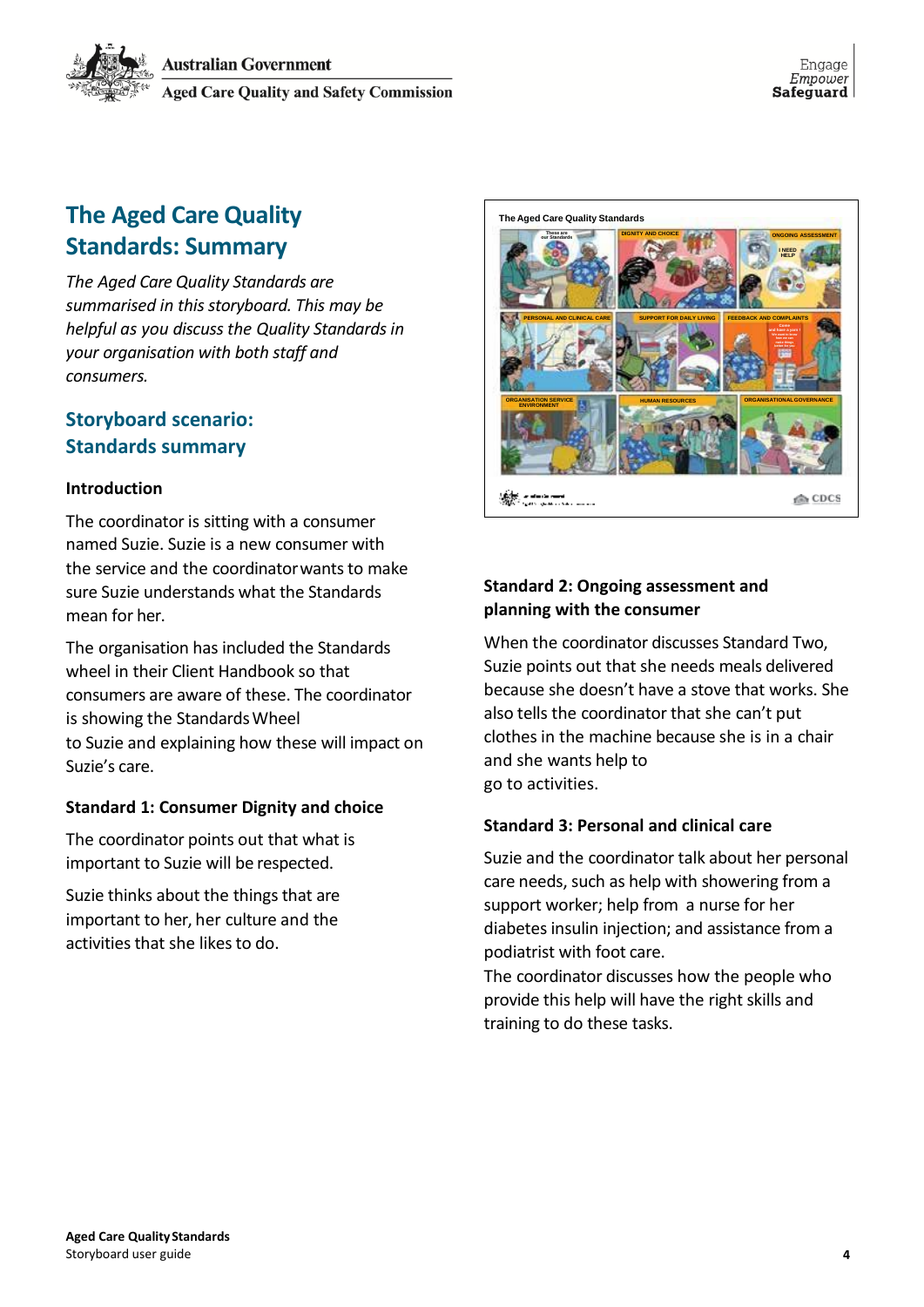# The Aged Care Quality Standards: Summary

*The Aged Care Quality Standards are summarised in this storyboard. This may be helpful as you discuss the Quality Standards in your organisation with both staff and consumers.*

## Storyboard scenario: Standards summary

### Introduction

The coordinator is sitting with a consumer named Suzie. Suzie is a new consumer with the service and the coordinator wants to make sure Suzie understands what the Standards mean for her.

The organisation has included the Standards wheel in their Client Handbook so that consumers are aware of these. The coordinator is showing the Standards Wheel to Suzie and explaining how these will impact on Suzie's care.

### Standard 1: Consumer Dignity and choice

The coordinator points out that what is important to Suzie will be respected.

Suzie thinks about the things that are important to her, her culture and the activities that she likes to do.

### Standard 2: Ongoing assessment and planning with the consumer

When the coordinator discusses Standard Two, Suzie points out that she needs meals delivered because she doesn't have a stove that works. She also tells the coordinator that she can't put clothes in the machine because she is in a chair and she wants help to go to activities.

### Standard 3: Personal and clinical care

Suzie and the coordinator talk about her personal care needs, such as help with showering from a support worker; help from a nurse for her diabetes insulin injection; and assistance from a podiatrist with foot care.

The coordinator discusses how the people who provide this help will have the right skills and training to do these tasks.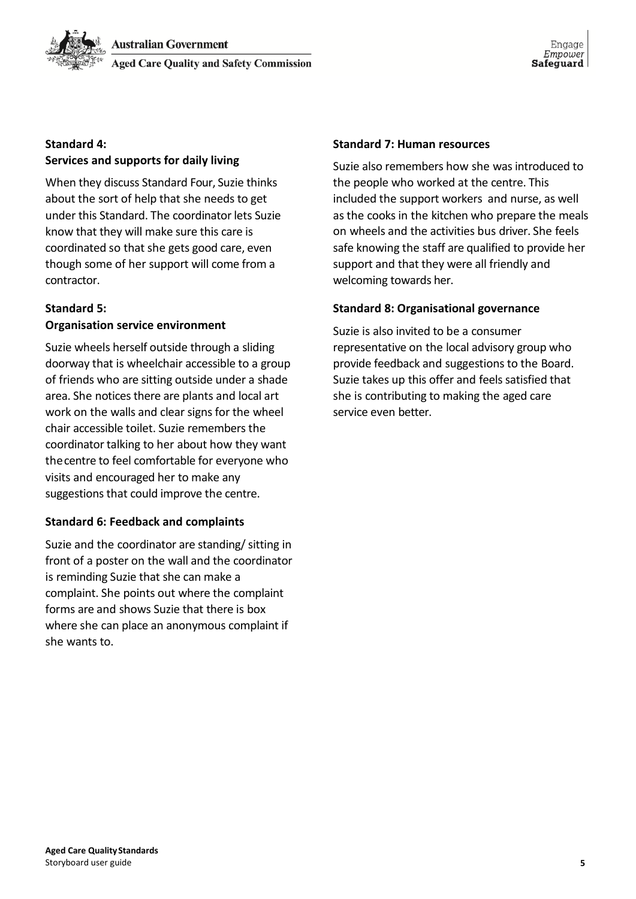### Standard 4: Services and supports for daily living

When they discuss Standard Four, Suzie thinks about the sort of help that she needs to get under this Standard. The coordinator lets Suzie know that they will make sure this care is coordinated so that she gets good care, even though some of her support will come from a contractor.

### Standard 5: Organisation service environment

Suzie wheels herself outside through a sliding doorway that is wheelchair accessible to a group of friends who are sitting outside under a shade area. She notices there are plants and local art work on the walls and clear signs for the wheel chair accessible toilet. Suzie remembers the coordinator talking to her about how they want the centre to feel comfortable for everyone who visits and encouraged her to make any suggestions that could improve the centre.

### Standard 6: Feedback and complaints

Suzie and the coordinator are standing/ sitting in front of a poster on the wall and the coordinator is reminding Suzie that she can make a complaint. She points out where the complaint forms are and shows Suzie that there is box where she can place an anonymous complaint if she wants to.

### Standard 7: Human resources

Suzie also remembers how she was introduced to the people who worked at the centre. This included the support workers and nurse, as well as the cooks in the kitchen who prepare the meals on wheels and the activities bus driver. She feels safe knowing the staff are qualified to provide her support and that they were all friendly and welcoming towards her.

### Standard 8: Organisational governance

Suzie is also invited to be a consumer representative on the local advisory group who provide feedback and suggestions to the Board. Suzie takes up this offer and feels satisfied that she is contributing to making the aged care service even better.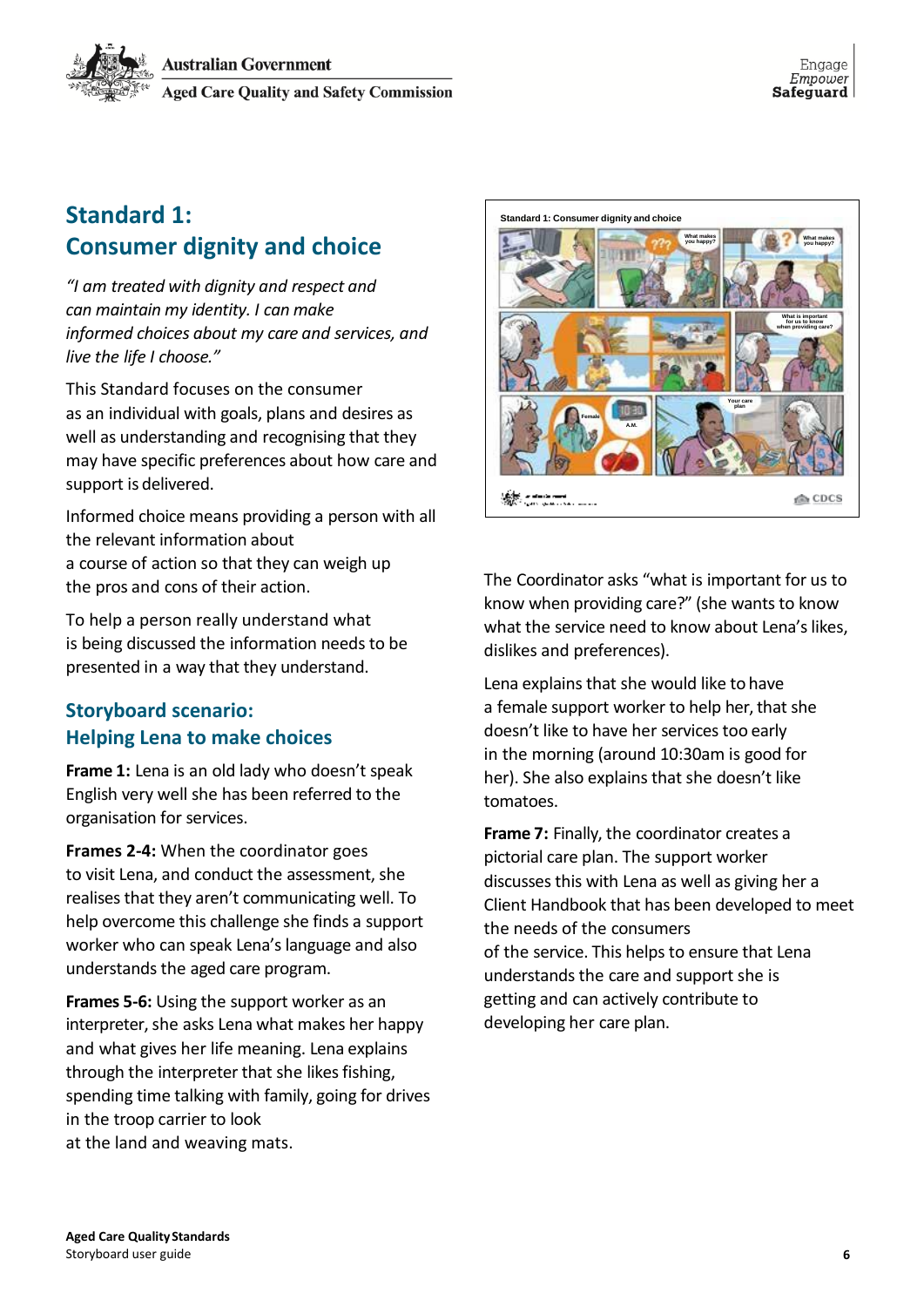## Standard 1: Consumer dignity and choice

*"I am treated with dignity and respect and can maintain my identity. I can make informed choices about my care and services, and live the life I choose."*

This Standard focuses on the consumer as an individual with goals, plans and desires as well as understanding and recognising that they may have specific preferences about how care and support is delivered.

Informed choice means providing a person with all the relevant information about a course of action so that they can weigh up the pros and cons of their action.

To help a person really understand what is being discussed the information needs to be presented in a way that they understand.

### Storyboard scenario: Helping Lena to make choices

**Frame 1:** Lena is an old lady who doesn't speak English very well she has been referred to the organisation for services.

**Frames 2-4:** When the coordinator goes to visit Lena, and conduct the assessment, she realises that they aren't communicating well. To help overcome this challenge she finds a support worker who can speak Lena's language and also understands the aged care program.

**Frames 5-6:** Using the support worker as an interpreter, she asks Lena what makes her happy and what gives her life meaning. Lena explains through the interpreter that she likes fishing, spending time talking with family, going for drives in the troop carrier to look at the land and weaving mats.

The Coordinator asks "what is important for us to know when providing care?" (she wants to know what the service need to know about Lena's likes, dislikes and preferences).

Lena explains that she would like to have a female support worker to help her, that she doesn't like to have her services too early in the morning (around 10:30am is good for her). She also explains that she doesn't like tomatoes.

**Frame 7:** Finally, the coordinator creates a pictorial care plan. The support worker discusses this with Lena as well as giving her a Client Handbook that has been developed to meet the needs of the consumers of the service. This helps to ensure that Lena understands the care and support she is getting and can actively contribute to developing her care plan.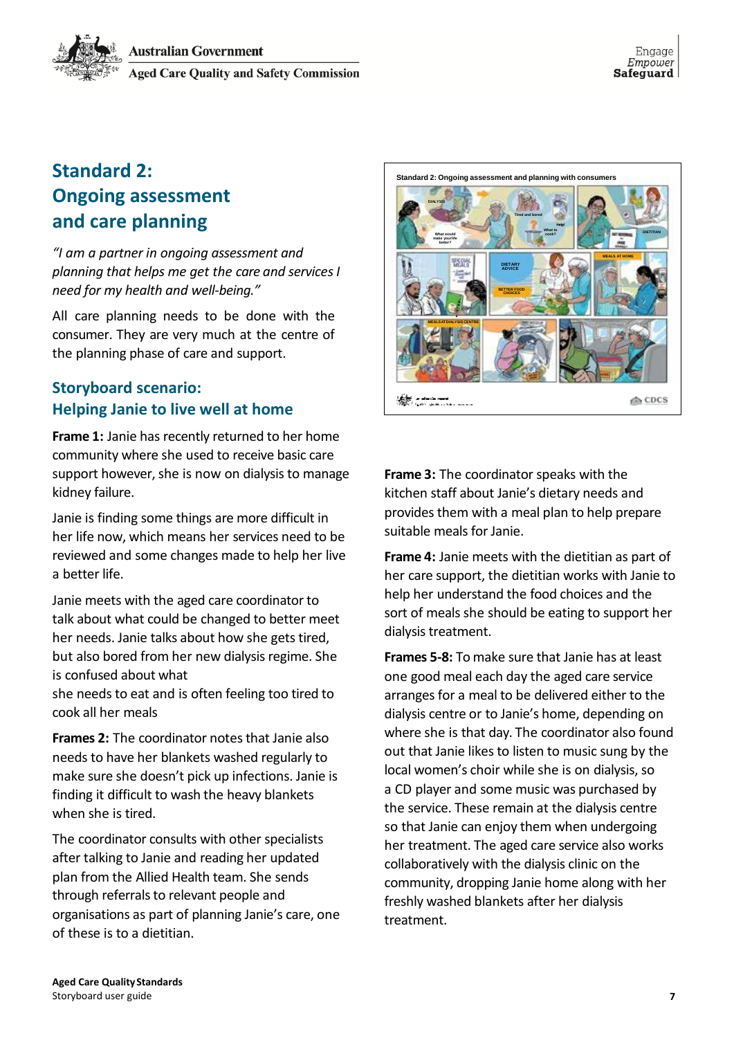# Standard 2: Ongoing assessment and care planning

*"I am a partner in ongoing assessment and planning that helps me get the care and services I need for my health and well-being."*

All care planning needs to be done with the consumer. They are very much at the centre of the planning phase of care and support.

## Storyboard scenario: Helping Janie to live well at home

**Frame 1:** Janie has recently returned to her home community where she used to receive basic care support however, she is now on dialysis to manage kidney failure.

Janie is finding some things are more difficult in her life now, which means her services need to be reviewed and some changes made to help her live a better life.

Janie meets with the aged care coordinator to talk about what could be changed to better meet her needs. Janie talks about how she gets tired, but also bored from her new dialysis regime. She is confused about what she needs to eat and is often feeling too tired to cook all her meals

**Frames 2:** The coordinator notes that Janie also needs to have her blankets washed regularly to make sure she doesn't pick up infections. Janie is finding it difficult to wash the heavy blankets when she is tired.

The coordinator consults with other specialists after talking to Janie and reading her updated plan from the Allied Health team. She sends through referrals to relevant people and organisations as part of planning Janie's care, one of these is to a dietitian.

**Frame 3:** The coordinator speaks with the kitchen staff about Janie's dietary needs and provides them with a meal plan to help prepare suitable meals for Janie.

**Frame 4:** Janie meets with the dietitian as part of her care support, the dietitian works with Janie to help her understand the food choices and the sort of meals she should be eating to support her dialysis treatment.

**Frames 5-8:** To make sure that Janie has at least one good meal each day the aged care service arranges for a meal to be delivered either to the dialysis centre or to Janie's home, depending on where she is that day. The coordinator also found out that Janie likes to listen to music sung by the local women's choir while she is on dialysis, so a CD player and some music was purchased by the service. These remain at the dialysis centre so that Janie can enjoy them when undergoing her treatment. The aged care service also works collaboratively with the dialysis clinic on the community, dropping Janie home along with her freshly washed blankets after her dialysis treatment.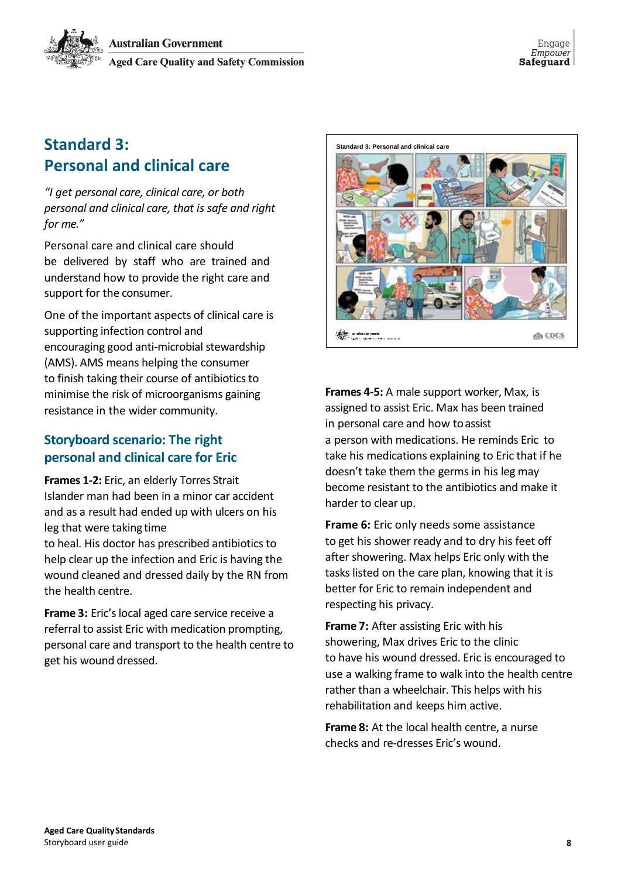# Standard 3: Personal and clinical care

*"I get personal care, clinical care, or both personal and clinical care, that is safe and right for me."*

Personal care and clinical care should be delivered by staff who are trained and understand how to provide the right care and support for the consumer.

One of the important aspects of clinical care is supporting infection control and encouraging good anti-microbial stewardship (AMS). AMS means helping the consumer to finish taking their course of antibiotics to minimise the risk of microorganisms gaining resistance in the wider community.

## Storyboard scenario: The right personal and clinical care for Eric

**Frames 1-2:** Eric, an elderly Torres Strait Islander man had been in a minor car accident and as a result had ended up with ulcers on his leg that were taking time to heal. His doctor has prescribed antibiotics to help clear up the infection and Eric is having the wound cleaned and dressed daily by the RN from the health centre.

**Frame 3:** Eric's local aged care service receive a referral to assist Eric with medication prompting, personal care and transport to the health centre to get his wound dressed.

**Frames 4-5:** A male support worker, Max, is assigned to assist Eric. Max has been trained in personal care and how to assist a person with medications. He reminds Eric to take his medications explaining to Eric that if he doesn't take them the germs in his leg may become resistant to the antibiotics and make it harder to clear up.

**Frame 6:** Eric only needs some assistance to get his shower ready and to dry his feet off after showering. Max helps Eric only with the tasks listed on the care plan, knowing that it is better for Eric to remain independent and respecting his privacy.

**Frame 7:** After assisting Eric with his showering, Max drives Eric to the clinic to have his wound dressed. Eric is encouraged to use a walking frame to walk into the health centre rather than a wheelchair. This helps with his rehabilitation and keeps him active.

**Frame 8:** At the local health centre, a nurse checks and re-dresses Eric's wound.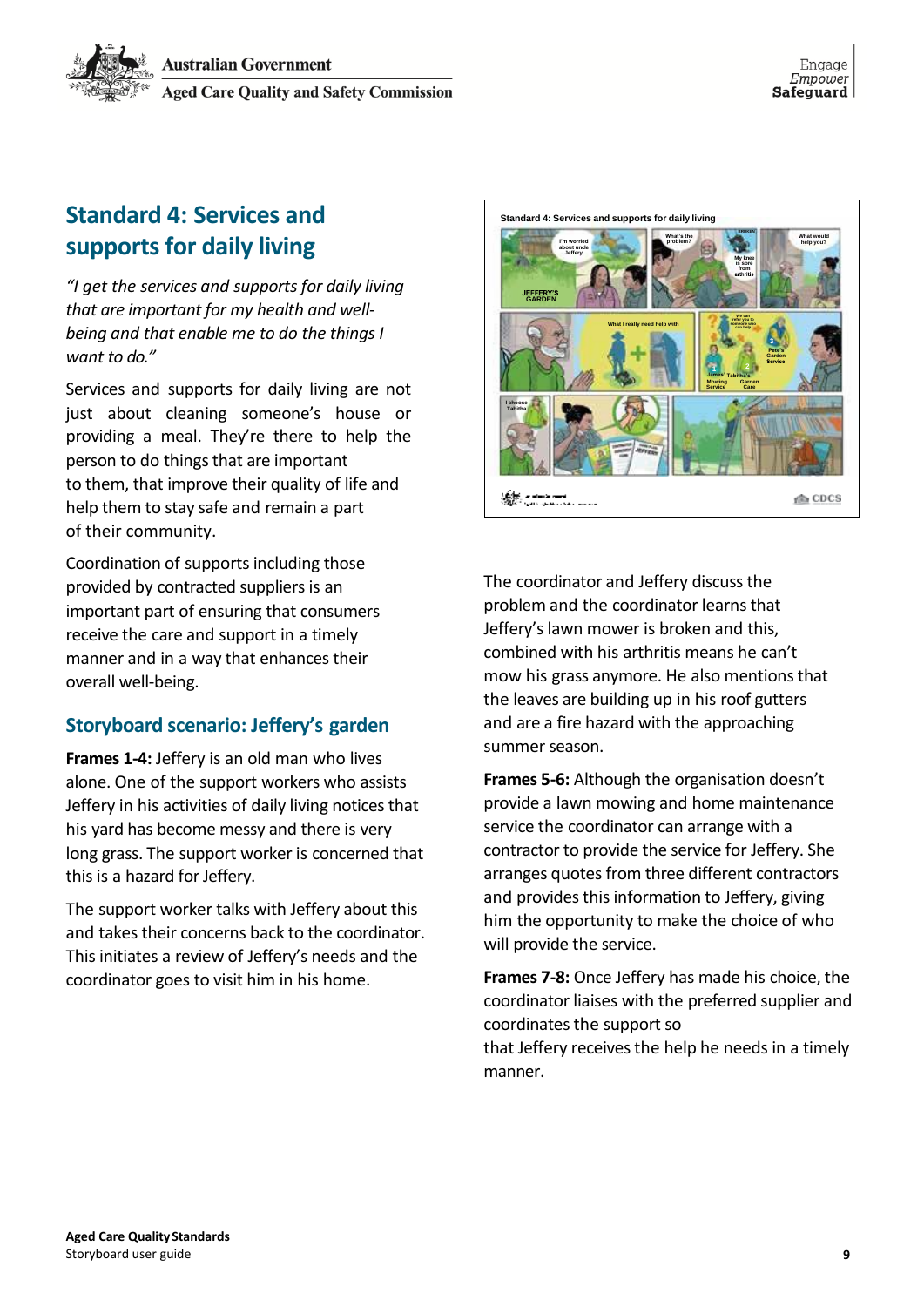## Standard 4: Services and supports for daily living

*"I get the services and supports for daily living that are important for my health and well-being and that enable me to do the things I want to do."*

Services and supports for daily living are not just about cleaning someone's house or providing a meal. They're there to help the person to do things that are important to them, that improve their quality of life and help them to stay safe and remain a part of their community.

Coordination of supports including those provided by contracted suppliers is an important part of ensuring that consumers receive the care and support in a timely manner and in a way that enhances their overall well-being.

### Storyboard scenario: Jeffery's garden

**Frames 1-4:** Jeffery is an old man who lives alone. One of the support workers who assists Jeffery in his activities of daily living notices that his yard has become messy and there is very long grass. The support worker is concerned that this is a hazard for Jeffery.

The support worker talks with Jeffery about this and takes their concerns back to the coordinator. This initiates a review of Jeffery's needs and the coordinator goes to visit him in his home.

The coordinator and Jeffery discuss the problem and the coordinator learns that Jeffery's lawn mower is broken and this, combined with his arthritis means he can't mow his grass anymore. He also mentions that the leaves are building up in his roof gutters and are a fire hazard with the approaching summer season.

**Frames 5-6:** Although the organisation doesn't provide a lawn mowing and home maintenance service the coordinator can arrange with a contractor to provide the service for Jeffery. She arranges quotes from three different contractors and provides this information to Jeffery, giving him the opportunity to make the choice of who will provide the service.

**Frames 7-8:** Once Jeffery has made his choice, the coordinator liaises with the preferred supplier and coordinates the support so that Jeffery receives the help he needs in a timely manner.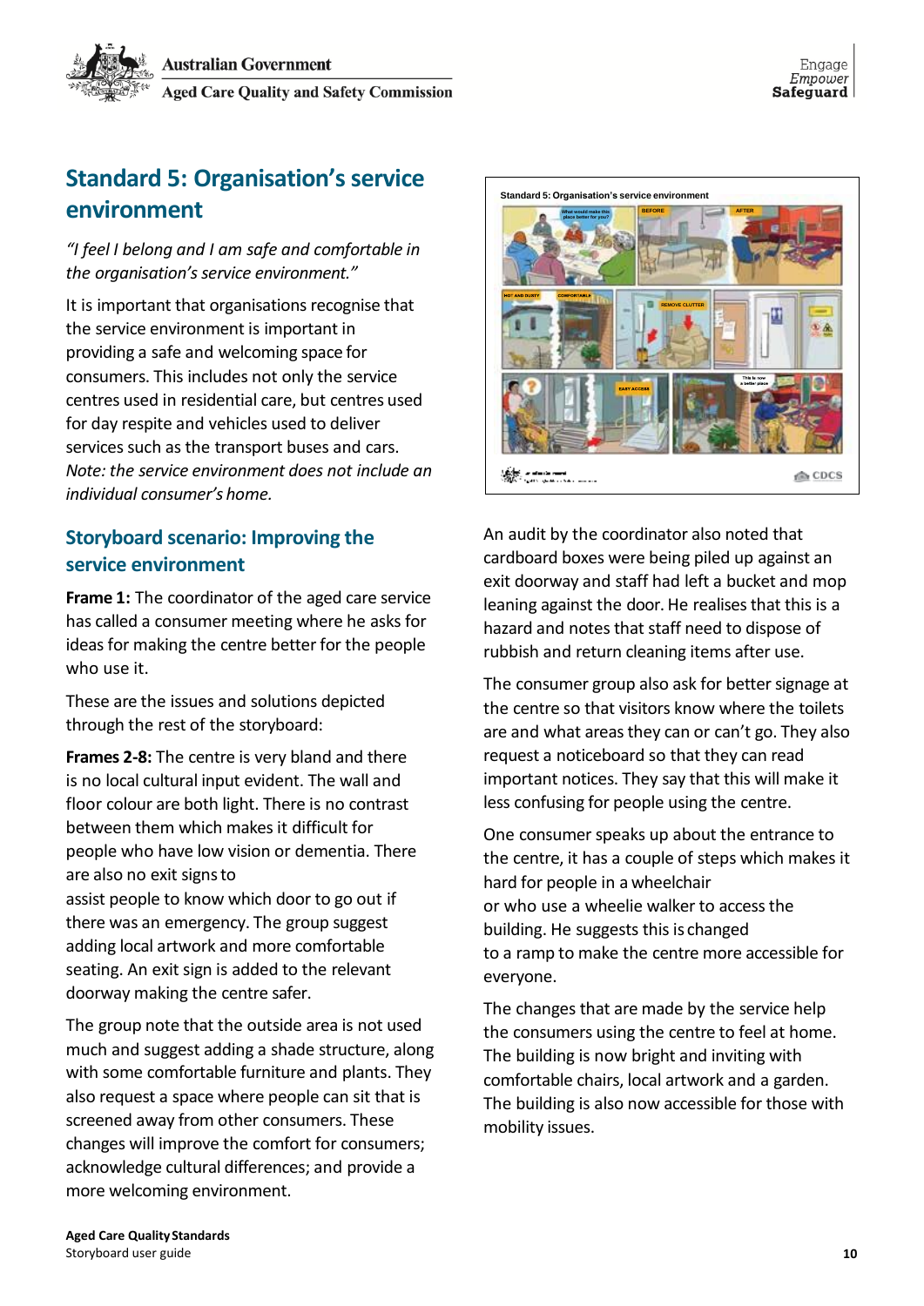## Standard 5: Organisation's service environment

*"I feel I belong and I am safe and comfortable in the organisation's service environment."*

It is important that organisations recognise that the service environment is important in providing a safe and welcoming space for consumers. This includes not only the service centres used in residential care, but centres used for day respite and vehicles used to deliver services such as the transport buses and cars. *Note: the service environment does not include an individual consumer's home.*

### Storyboard scenario: Improving the service environment

**Frame 1:** The coordinator of the aged care service has called a consumer meeting where he asks for ideas for making the centre better for the people who use it.

These are the issues and solutions depicted through the rest of the storyboard:

**Frames 2-8:** The centre is very bland and there is no local cultural input evident. The wall and floor colour are both light. There is no contrast between them which makes it difficult for people who have low vision or dementia. There are also no exit signs to assist people to know which door to go out if there was an emergency. The group suggest adding local artwork and more comfortable seating. An exit sign is added to the relevant doorway making the centre safer.

The group note that the outside area is not used much and suggest adding a shade structure, along with some comfortable furniture and plants. They also request a space where people can sit that is screened away from other consumers. These changes will improve the comfort for consumers; acknowledge cultural differences; and provide a more welcoming environment.

An audit by the coordinator also noted that cardboard boxes were being piled up against an exit doorway and staff had left a bucket and mop leaning against the door. He realises that this is a hazard and notes that staff need to dispose of rubbish and return cleaning items after use.

The consumer group also ask for better signage at the centre so that visitors know where the toilets are and what areas they can or can't go. They also request a noticeboard so that they can read important notices. They say that this will make it less confusing for people using the centre.

One consumer speaks up about the entrance to the centre, it has a couple of steps which makes it hard for people in a wheelchair or who use a wheelie walker to access the building. He suggests this is changed to a ramp to make the centre more accessible for everyone.

The changes that are made by the service help the consumers using the centre to feel at home. The building is now bright and inviting with comfortable chairs, local artwork and a garden. The building is also now accessible for those with mobility issues.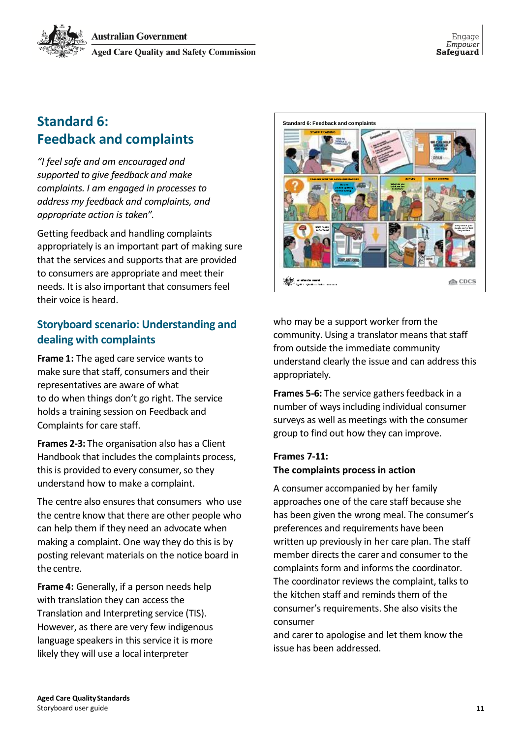# Standard 6: Feedback and complaints

*"I feel safe and am encouraged and supported to give feedback and make complaints. I am engaged in processes to address my feedback and complaints, and appropriate action is taken".*

Getting feedback and handling complaints appropriately is an important part of making sure that the services and supports that are provided to consumers are appropriate and meet their needs. It is also important that consumers feel their voice is heard.

## Storyboard scenario: Understanding and dealing with complaints

**Frame 1:** The aged care service wants to make sure that staff, consumers and their representatives are aware of what to do when things don't go right. The service holds a training session on Feedback and Complaints for care staff.

**Frames 2-3:** The organisation also has a Client Handbook that includes the complaints process, this is provided to every consumer, so they understand how to make a complaint.

The centre also ensures that consumers who use the centre know that there are other people who can help them if they need an advocate when making a complaint. One way they do this is by posting relevant materials on the notice board in the centre.

**Frame 4:** Generally, if a person needs help with translation they can access the Translation and Interpreting service (TIS). However, as there are very few indigenous language speakers in this service it is more likely they will use a local interpreter who may be a support worker from the community. Using a translator means that staff from outside the immediate community understand clearly the issue and can address this appropriately.

**Frames 5-6:** The service gathers feedback in a number of ways including individual consumer surveys as well as meetings with the consumer group to find out how they can improve.

**Frames 7-11:**
**The complaints process in action**

A consumer accompanied by her family approaches one of the care staff because she has been given the wrong meal. The consumer's preferences and requirements have been written up previously in her care plan. The staff member directs the carer and consumer to the complaints form and informs the coordinator. The coordinator reviews the complaint, talks to the kitchen staff and reminds them of the consumer's requirements. She also visits the consumer and carer to apologise and let them know the issue has been addressed.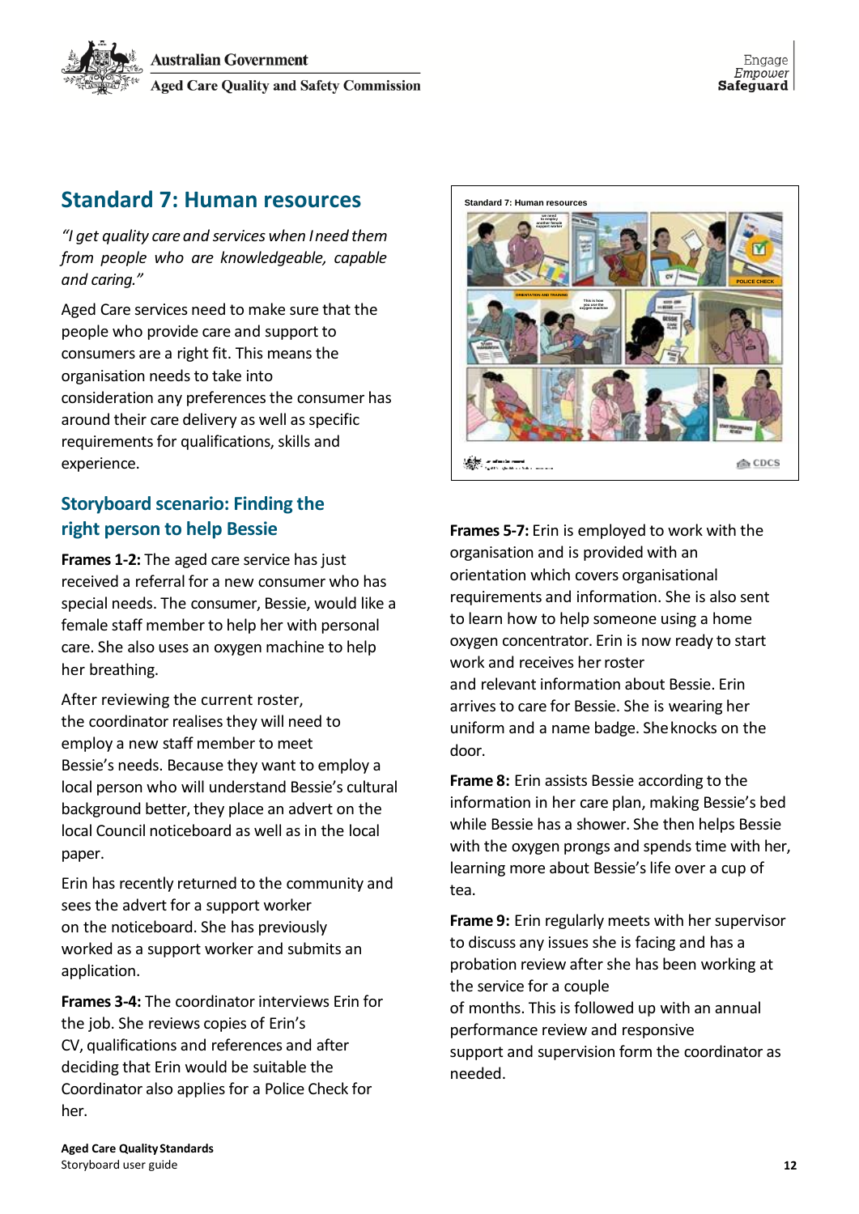# Standard 7: Human resources

*"I get quality care and services when I need them from people who are knowledgeable, capable and caring."*

Aged Care services need to make sure that the people who provide care and support to consumers are a right fit. This means the organisation needs to take into consideration any preferences the consumer has around their care delivery as well as specific requirements for qualifications, skills and experience.

## Storyboard scenario: Finding the right person to help Bessie

**Frames 1-2:** The aged care service has just received a referral for a new consumer who has special needs. The consumer, Bessie, would like a female staff member to help her with personal care. She also uses an oxygen machine to help her breathing.

After reviewing the current roster, the coordinator realises they will need to employ a new staff member to meet Bessie's needs. Because they want to employ a local person who will understand Bessie's cultural background better, they place an advert on the local Council noticeboard as well as in the local paper.

Erin has recently returned to the community and sees the advert for a support worker on the noticeboard. She has previously worked as a support worker and submits an application.

**Frames 3-4:** The coordinator interviews Erin for the job. She reviews copies of Erin's CV, qualifications and references and after deciding that Erin would be suitable the Coordinator also applies for a Police Check for her.

**Frames 5-7:** Erin is employed to work with the organisation and is provided with an orientation which covers organisational requirements and information. She is also sent to learn how to help someone using a home oxygen concentrator. Erin is now ready to start work and receives her roster and relevant information about Bessie. Erin arrives to care for Bessie. She is wearing her uniform and a name badge. She knocks on the door.

**Frame 8:** Erin assists Bessie according to the information in her care plan, making Bessie's bed while Bessie has a shower. She then helps Bessie with the oxygen prongs and spends time with her, learning more about Bessie's life over a cup of tea.

**Frame 9:** Erin regularly meets with her supervisor to discuss any issues she is facing and has a probation review after she has been working at the service for a couple of months. This is followed up with an annual performance review and responsive support and supervision form the coordinator as needed.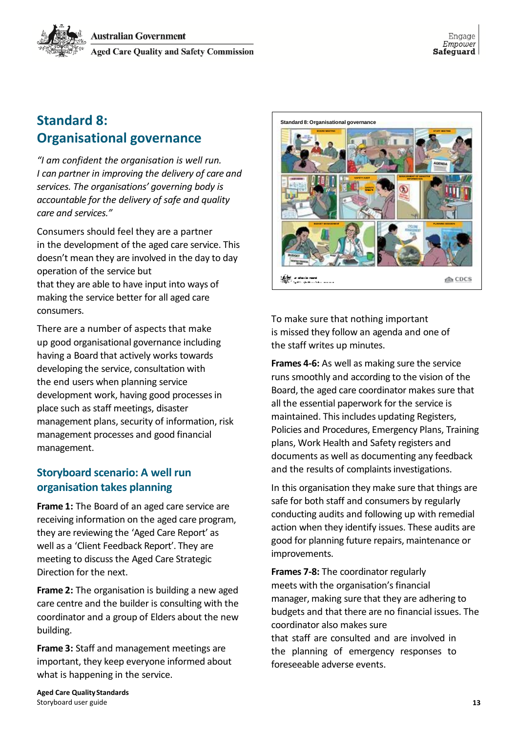## Standard 8: Organisational governance

*"I am confident the organisation is well run. I can partner in improving the delivery of care and services. The organisations' governing body is accountable for the delivery of safe and quality care and services."*

Consumers should feel they are a partner in the development of the aged care service. This doesn't mean they are involved in the day to day operation of the service but that they are able to have input into ways of making the service better for all aged care consumers.

There are a number of aspects that make up good organisational governance including having a Board that actively works towards developing the service, consultation with the end users when planning service development work, having good processes in place such as staff meetings, disaster management plans, security of information, risk management processes and good financial management.

### Storyboard scenario: A well run organisation takes planning

**Frame 1:** The Board of an aged care service are receiving information on the aged care program, they are reviewing the 'Aged Care Report' as well as a 'Client Feedback Report'. They are meeting to discuss the Aged Care Strategic Direction for the next.

**Frame 2:** The organisation is building a new aged care centre and the builder is consulting with the coordinator and a group of Elders about the new building.

**Frame 3:** Staff and management meetings are important, they keep everyone informed about what is happening in the service.

To make sure that nothing important is missed they follow an agenda and one of the staff writes up minutes.

**Frames 4-6:** As well as making sure the service runs smoothly and according to the vision of the Board, the aged care coordinator makes sure that all the essential paperwork for the service is maintained. This includes updating Registers, Policies and Procedures, Emergency Plans, Training plans, Work Health and Safety registers and documents as well as documenting any feedback and the results of complaints investigations.

In this organisation they make sure that things are safe for both staff and consumers by regularly conducting audits and following up with remedial action when they identify issues. These audits are good for planning future repairs, maintenance or improvements.

**Frames 7-8:** The coordinator regularly meets with the organisation's financial manager, making sure that they are adhering to budgets and that there are no financial issues. The coordinator also makes sure that staff are consulted and are involved in the planning of emergency responses to foreseeable adverse events.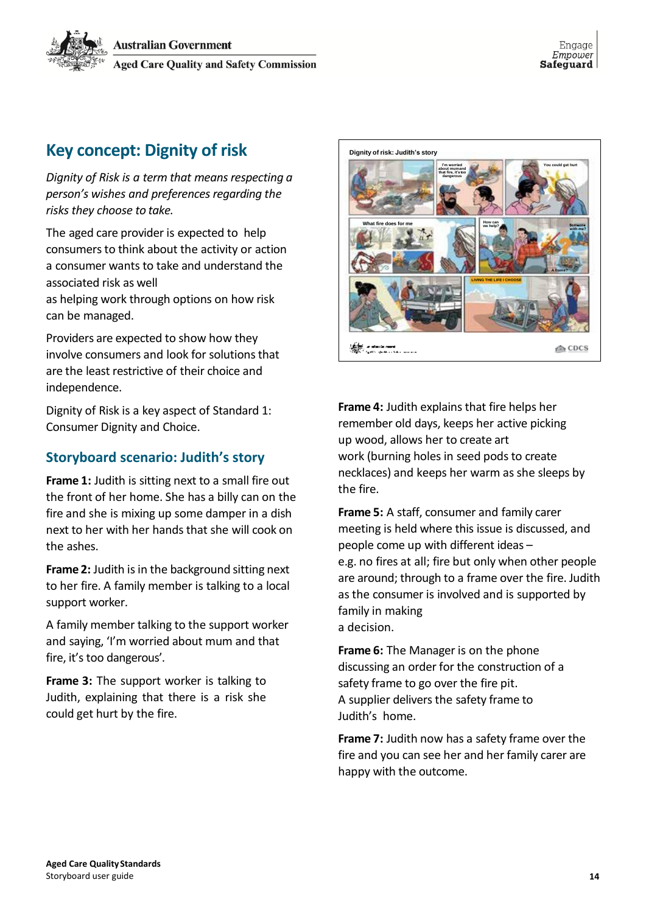## Key concept: Dignity of risk

*Dignity of Risk is a term that means respecting a person's wishes and preferences regarding the risks they choose to take.*

The aged care provider is expected to help consumers to think about the activity or action a consumer wants to take and understand the associated risk as well as helping work through options on how risk can be managed.

Providers are expected to show how they involve consumers and look for solutions that are the least restrictive of their choice and independence.

Dignity of Risk is a key aspect of Standard 1: Consumer Dignity and Choice.

### Storyboard scenario: Judith's story

**Frame 1:** Judith is sitting next to a small fire out the front of her home. She has a billy can on the fire and she is mixing up some damper in a dish next to her with her hands that she will cook on the ashes.

**Frame 2:** Judith is in the background sitting next to her fire. A family member is talking to a local support worker.

A family member talking to the support worker and saying, 'I'm worried about mum and that fire, it's too dangerous'.

**Frame 3:** The support worker is talking to Judith, explaining that there is a risk she could get hurt by the fire.

**Frame 4:** Judith explains that fire helps her remember old days, keeps her active picking up wood, allows her to create art work (burning holes in seed pods to create necklaces) and keeps her warm as she sleeps by the fire.

**Frame 5:** A staff, consumer and family carer meeting is held where this issue is discussed, and people come up with different ideas – e.g. no fires at all; fire but only when other people are around; through to a frame over the fire. Judith as the consumer is involved and is supported by family in making a decision.

**Frame 6:** The Manager is on the phone discussing an order for the construction of a safety frame to go over the fire pit. A supplier delivers the safety frame to Judith's home.

**Frame 7:** Judith now has a safety frame over the fire and you can see her and her family carer are happy with the outcome.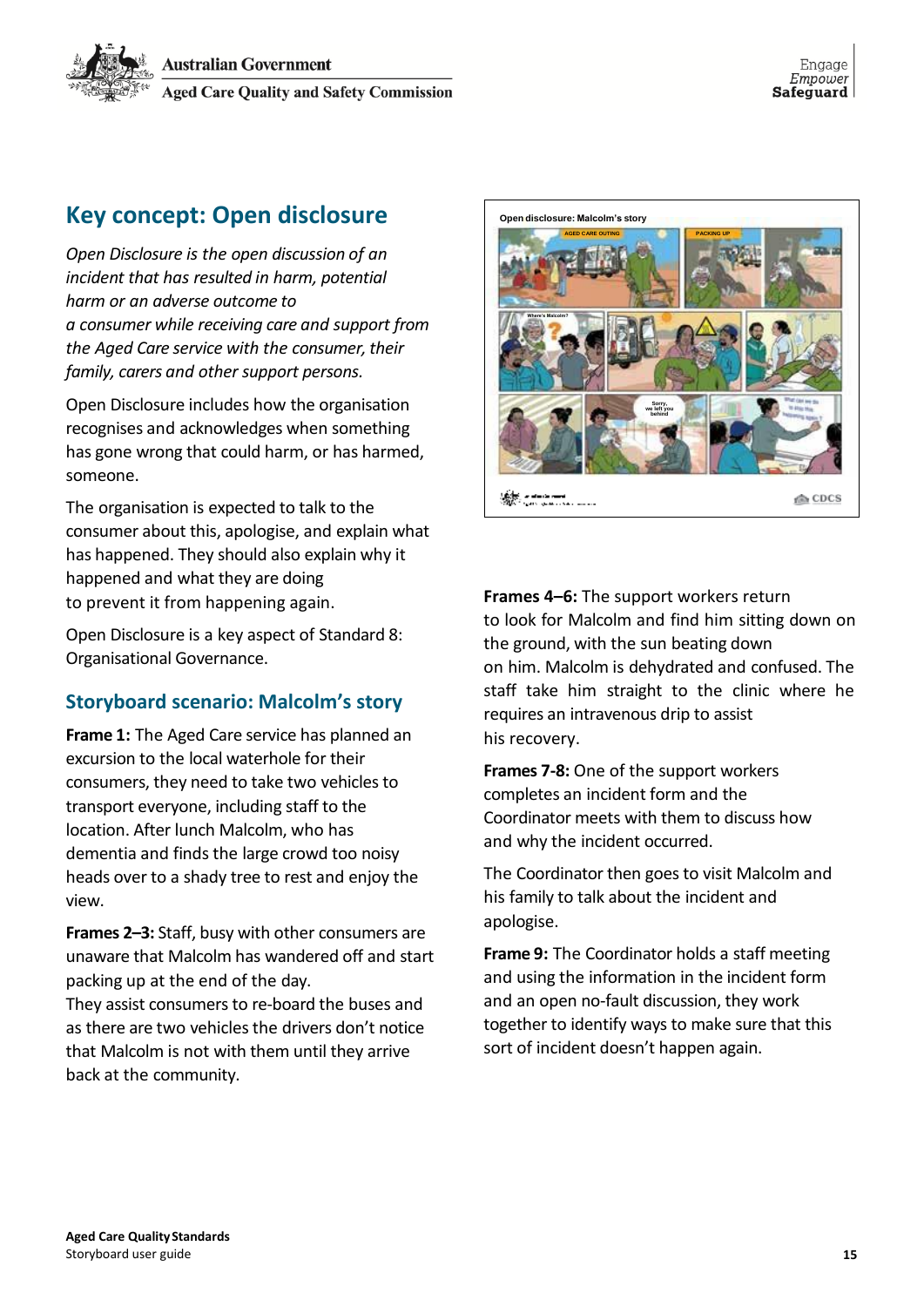## Key concept: Open disclosure

*Open Disclosure is the open discussion of an incident that has resulted in harm, potential harm or an adverse outcome to a consumer while receiving care and support from the Aged Care service with the consumer, their family, carers and other support persons.*

Open Disclosure includes how the organisation recognises and acknowledges when something has gone wrong that could harm, or has harmed, someone.

The organisation is expected to talk to the consumer about this, apologise, and explain what has happened. They should also explain why it happened and what they are doing to prevent it from happening again.

Open Disclosure is a key aspect of Standard 8: Organisational Governance.

### Storyboard scenario: Malcolm's story

**Frame 1:** The Aged Care service has planned an excursion to the local waterhole for their consumers, they need to take two vehicles to transport everyone, including staff to the location. After lunch Malcolm, who has dementia and finds the large crowd too noisy heads over to a shady tree to rest and enjoy the view.

**Frames 2–3:** Staff, busy with other consumers are unaware that Malcolm has wandered off and start packing up at the end of the day. They assist consumers to re-board the buses and as there are two vehicles the drivers don't notice that Malcolm is not with them until they arrive back at the community.

**Frames 4–6:** The support workers return to look for Malcolm and find him sitting down on the ground, with the sun beating down on him. Malcolm is dehydrated and confused. The staff take him straight to the clinic where he requires an intravenous drip to assist his recovery.

**Frames 7-8:** One of the support workers completes an incident form and the Coordinator meets with them to discuss how and why the incident occurred.

The Coordinator then goes to visit Malcolm and his family to talk about the incident and apologise.

**Frame 9:** The Coordinator holds a staff meeting and using the information in the incident form and an open no-fault discussion, they work together to identify ways to make sure that this sort of incident doesn't happen again.